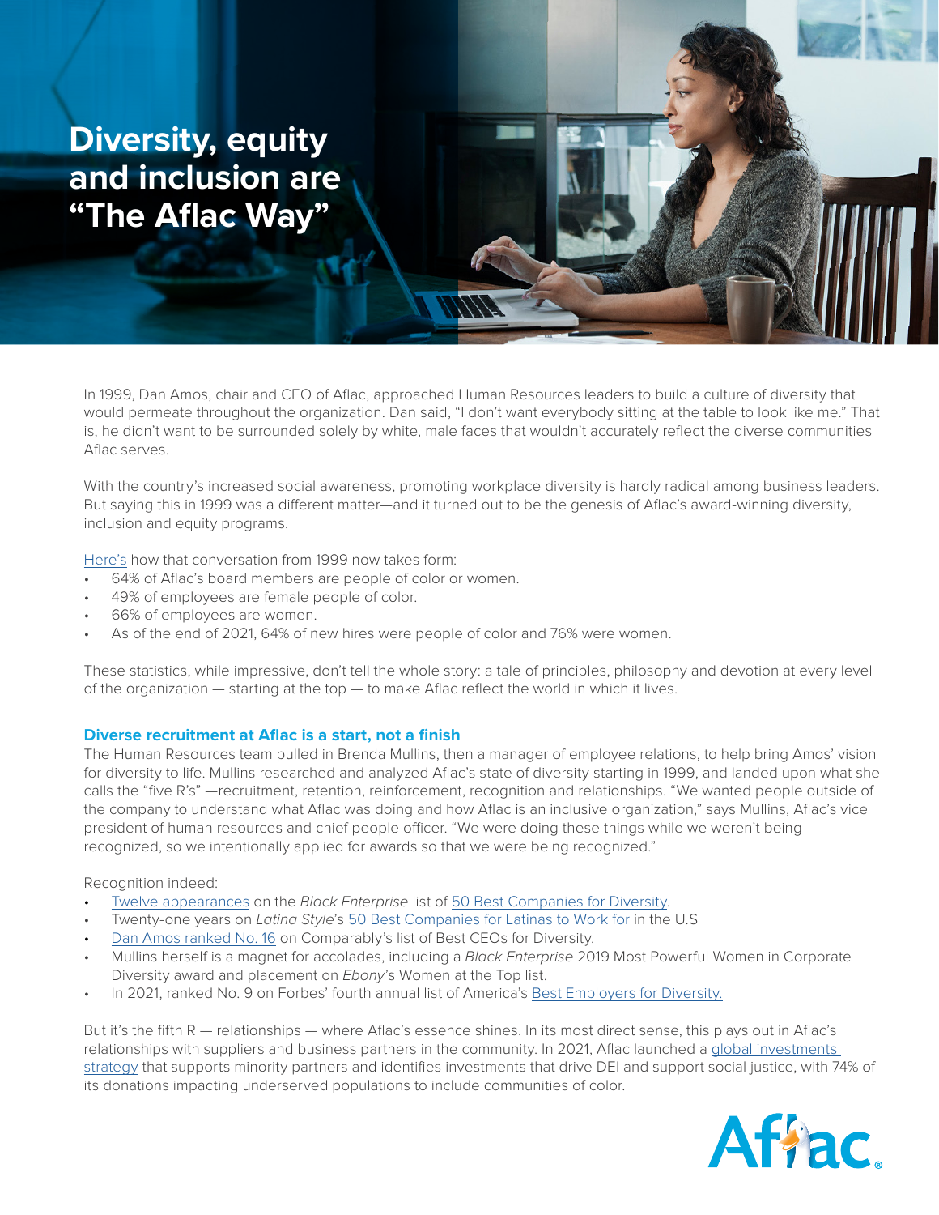# Diversity, equity and inclusion are "The Aflac Way"

In 1999, Dan Amos, chair and CEO of Aflac, approached Human Resources leaders to build a culture of diversity that would permeate throughout the organization. Dan said, "I don't want everybody sitting at the table to look like me." That is, he didn't want to be surrounded solely by white, male faces that wouldn't accurately reflect the diverse communities Aflac serves.

With the country's increased social awareness, promoting workplace diversity is hardly radical among business leaders. But saying this in 1999 was a different matter—and it turned out to be the genesis of Aflac's award-winning diversity, inclusion and equity programs.

Here's how that conversation from 1999 now takes form:

- 64% of Aflac's board members are people of color or women.
- 49% of employees are female people of color.
- 66% of employees are women.
- As of the end of 2021, 64% of new hires were people of color and 76% were women.

These statistics, while impressive, don't tell the whole story: a tale of principles, philosophy and devotion at every level of the organization — starting at the top — to make Aflac reflect the world in which it lives.

## Diverse recruitment at Aflac is a start, not a finish

The Human Resources team pulled in Brenda Mullins, then a manager of employee relations, to help bring Amos' vision for diversity to life. Mullins researched and analyzed Aflac's state of diversity starting in 1999, and landed upon what she calls the "five R's" —recruitment, retention, reinforcement, recognition and relationships. "We wanted people outside of the company to understand what Aflac was doing and how Aflac is an inclusive organization," says Mullins, Aflac's vice president of human resources and chief people officer. "We were doing these things while we weren't being recognized, so we intentionally applied for awards so that we were being recognized."

Recognition indeed:

- Twelve appearances on the *Black Enterprise* list of 50 Best Companies for Diversity.
- Twenty-one years on *Latina Style*'s 50 Best Companies for Latinas to Work for in the U.S
- Dan Amos ranked No. 16 on Comparably's list of Best CEOs for Diversity.
- Mullins herself is a magnet for accolades, including a *Black Enterprise* 2019 Most Powerful Women in Corporate Diversity award and placement on *Ebony*'s Women at the Top list.
- In 2021, ranked No. 9 on Forbes' fourth annual list of America's Best Employers for Diversity.

But it's the fifth R — relationships — where Aflac's essence shines. In its most direct sense, this plays out in Aflac's relationships with suppliers and business partners in the community. In 2021, Aflac launched a global investments strategy that supports minority partners and identifies investments that drive DEI and support social justice, with 74% of its donations impacting underserved populations to include communities of color.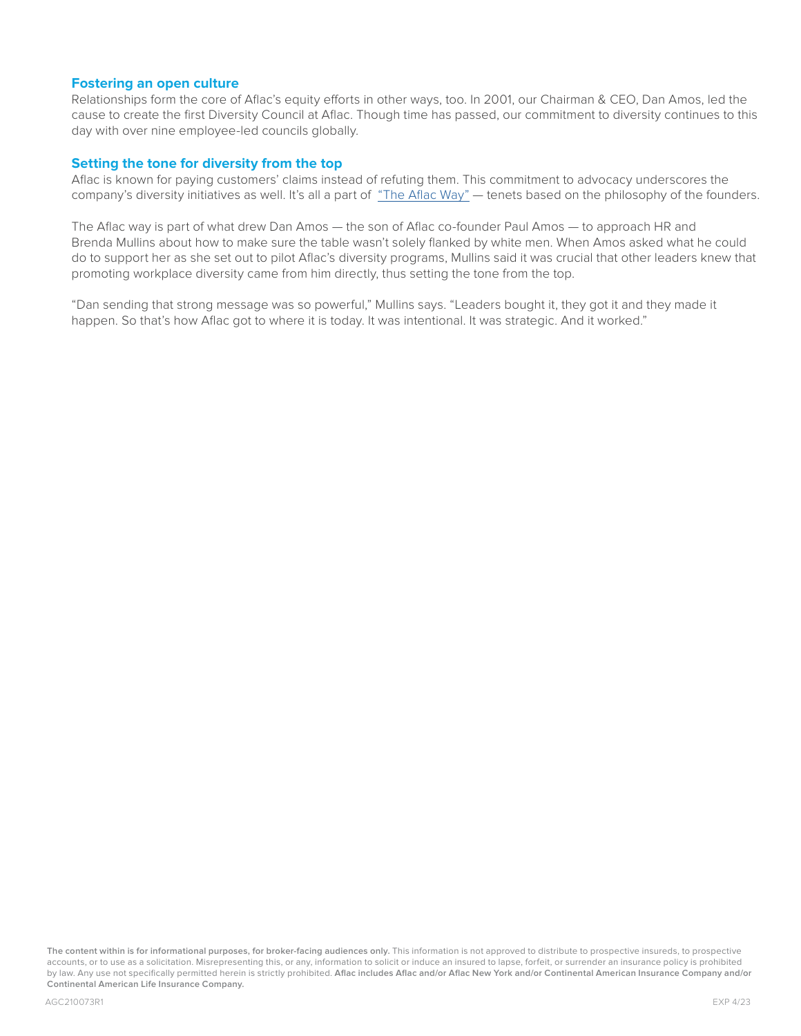## Fostering an open culture

Relationships form the core of Aflac's equity efforts in other ways, too. In 2001, our Chairman & CEO, Dan Amos, led the cause to create the first Diversity Council at Aflac. Though time has passed, our commitment to diversity continues to this day with over nine employee-led councils globally.

## Setting the tone for diversity from the top

Aflac is known for paying customers' claims instead of refuting them. This commitment to advocacy underscores the company's diversity initiatives as well. It's all a part of "The Aflac Way" — tenets based on the philosophy of the founders.

The Aflac way is part of what drew Dan Amos — the son of Aflac co-founder Paul Amos — to approach HR and Brenda Mullins about how to make sure the table wasn't solely flanked by white men. When Amos asked what he could do to support her as she set out to pilot Aflac's diversity programs, Mullins said it was crucial that other leaders knew that promoting workplace diversity came from him directly, thus setting the tone from the top.

"Dan sending that strong message was so powerful," Mullins says. "Leaders bought it, they got it and they made it happen. So that's how Aflac got to where it is today. It was intentional. It was strategic. And it worked."

**The content within is for informational purposes, for broker-facing audiences only.** This information is not approved to distribute to prospective insureds, to prospective accounts, or to use as a solicitation. Misrepresenting this, or any, information to solicit or induce an insured to lapse, forfeit, or surrender an insurance policy is prohibited by law. Any use not specifically permitted herein is strictly prohibited. **Aflac includes Aflac and/or Aflac New York and/or Continental American Insurance Company and/or Continental American Life Insurance Company.**

AGC210073R1 EXP 4/23